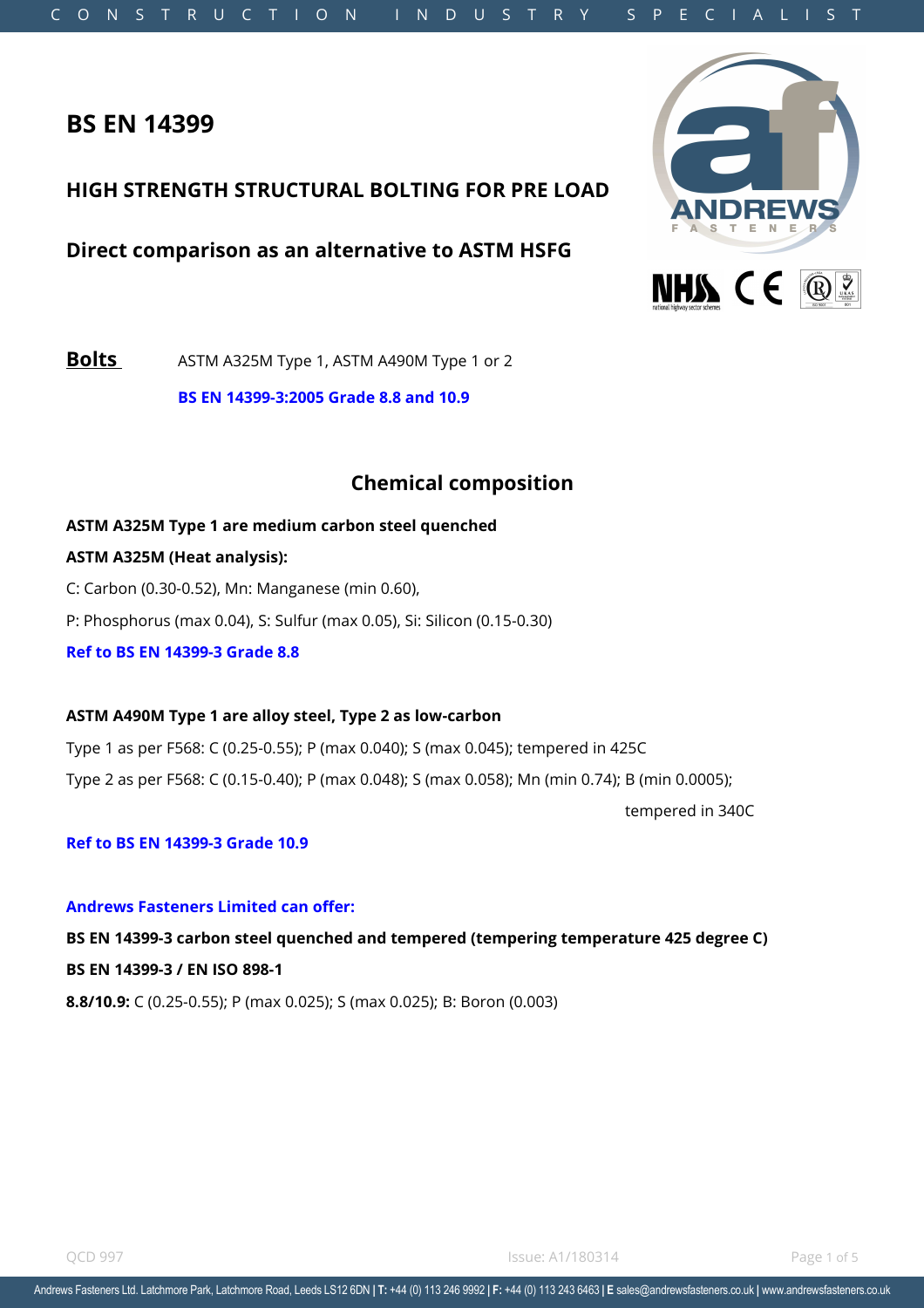# BS EN 14399

## HIGH STRENGTH STRUCTURAL BOLTING FOR PRE LOAD

## Direct comparison as an alternative to ASTM HSFG

**Bolts** ASTM A325M Type 1, ASTM A490M Type 1 or 2

**BS EN 14399-3:2005 Grade 8.8 and 10.9**

## Chemical composition

**ASTM A325M Type 1 are medium carbon steel quenched**

**ASTM A325M (Heat analysis):**

C: Carbon (0.30-0.52), Mn: Manganese (min 0.60),

P: Phosphorus (max 0.04), S: Sulfur (max 0.05), Si: Silicon (0.15-0.30)

**Ref to BS EN 14399-3 Grade 8.8**

**ASTM A490M Type 1 are alloy steel, Type 2 as low-carbon**

Type 1 as per F568: C (0.25-0.55); P (max 0.040); S (max 0.045); tempered in 425C

Type 2 as per F568: C (0.15-0.40); P (max 0.048); S (max 0.058); Mn (min 0.74); B (min 0.0005); tempered in 340C

**Ref to BS EN 14399-3 Grade 10.9**

**Andrews Fasteners Limited can offer:**

**BS EN 14399-3 carbon steel quenched and tempered (tempering temperature 425 degree C)**

**BS EN 14399-3 / EN ISO 898-1**

**8.8/10.9:** C (0.25-0.55); P (max 0.025); S (max 0.025); B: Boron (0.003)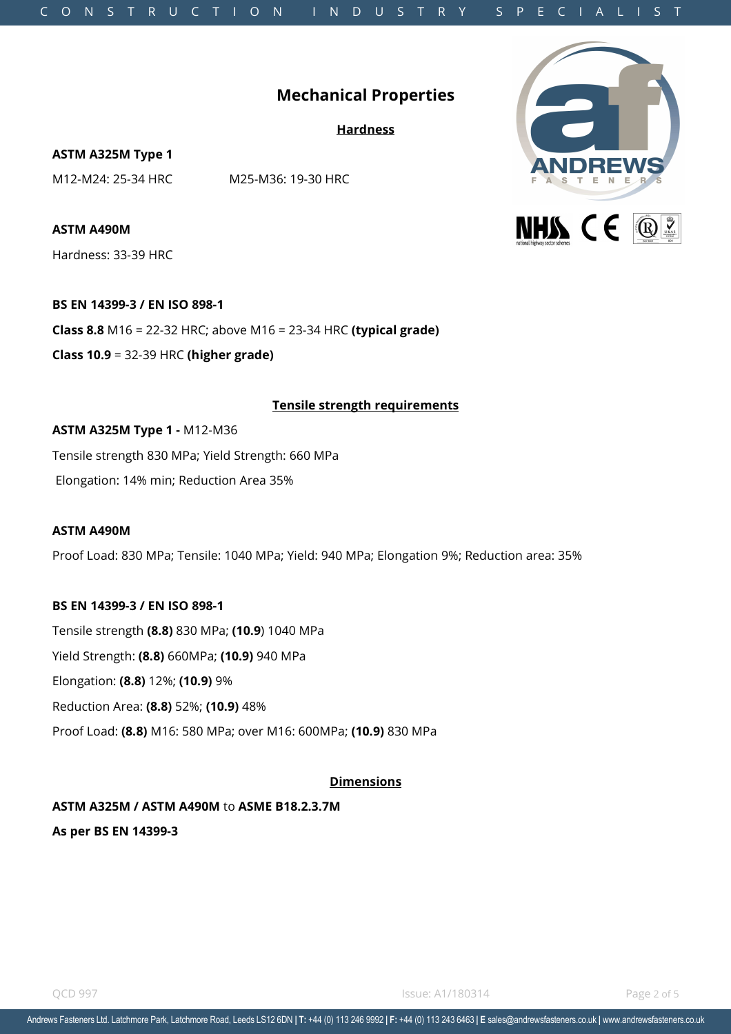# Mechanical Properties

## Hardness

**ASTM A325M Type 1**

M12-M24: 25-34 HRC    M25-M36: 19-30 HRC

**ASTM A490M**

Hardness: 33-39 HRC

**BS EN 14399-3 / EN ISO 898-1**

**Class 8.8** M16 = 22-32 HRC; above M16 = 23-34 HRC **(typical grade)**

**Class 10.9** = 32-39 HRC **(higher grade)**

## Tensile strength requirements

**ASTM A325M Type 1 -** M12-M36

Tensile strength 830 MPa; Yield Strength: 660 MPa

Elongation: 14% min; Reduction Area 35%

**ASTM A490M**

Proof Load: 830 MPa; Tensile: 1040 MPa; Yield: 940 MPa; Elongation 9%; Reduction area: 35%

**BS EN 14399-3 / EN ISO 898-1**

Tensile strength **(8.8)** 830 MPa; **(10.9**) 1040 MPa

Yield Strength: **(8.8)** 660MPa; **(10.9)** 940 MPa

Elongation: **(8.8)** 12%; **(10.9)** 9%

Reduction Area: **(8.8)** 52%; **(10.9)** 48%

Proof Load: **(8.8)** M16: 580 MPa; over M16: 600MPa; **(10.9)** 830 MPa

## Dimensions

**ASTM A325M / ASTM A490M** to **ASME B18.2.3.7M**

**As per BS EN 14399-3**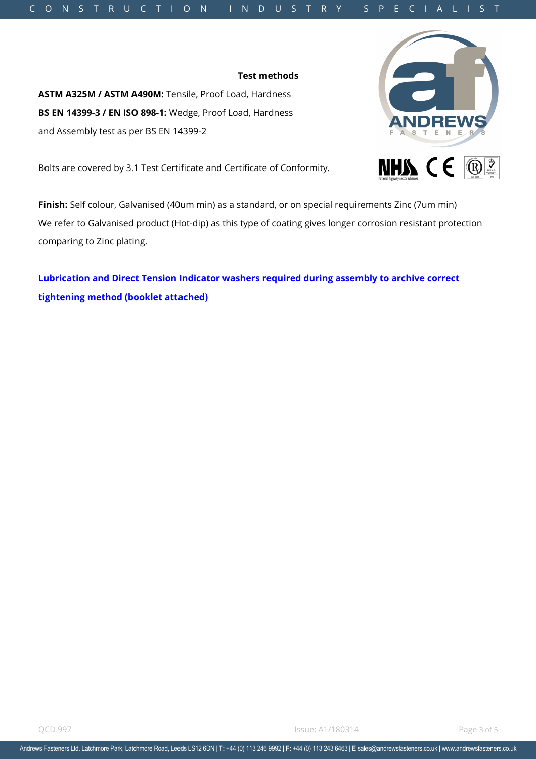**Test methods**

**ASTM A325M / ASTM A490M:** Tensile, Proof Load, Hardness
**BS EN 14399-3 / EN ISO 898-1:** Wedge, Proof Load, Hardness and Assembly test as per BS EN 14399-2

Bolts are covered by 3.1 Test Certificate and Certificate of Conformity.

**Finish:** Self colour, Galvanised (40um min) as a standard, or on special requirements Zinc (7um min)
We refer to Galvanised product (Hot-dip) as this type of coating gives longer corrosion resistant protection comparing to Zinc plating.

**Lubrication and Direct Tension Indicator washers required during assembly to archive correct tightening method (booklet attached)**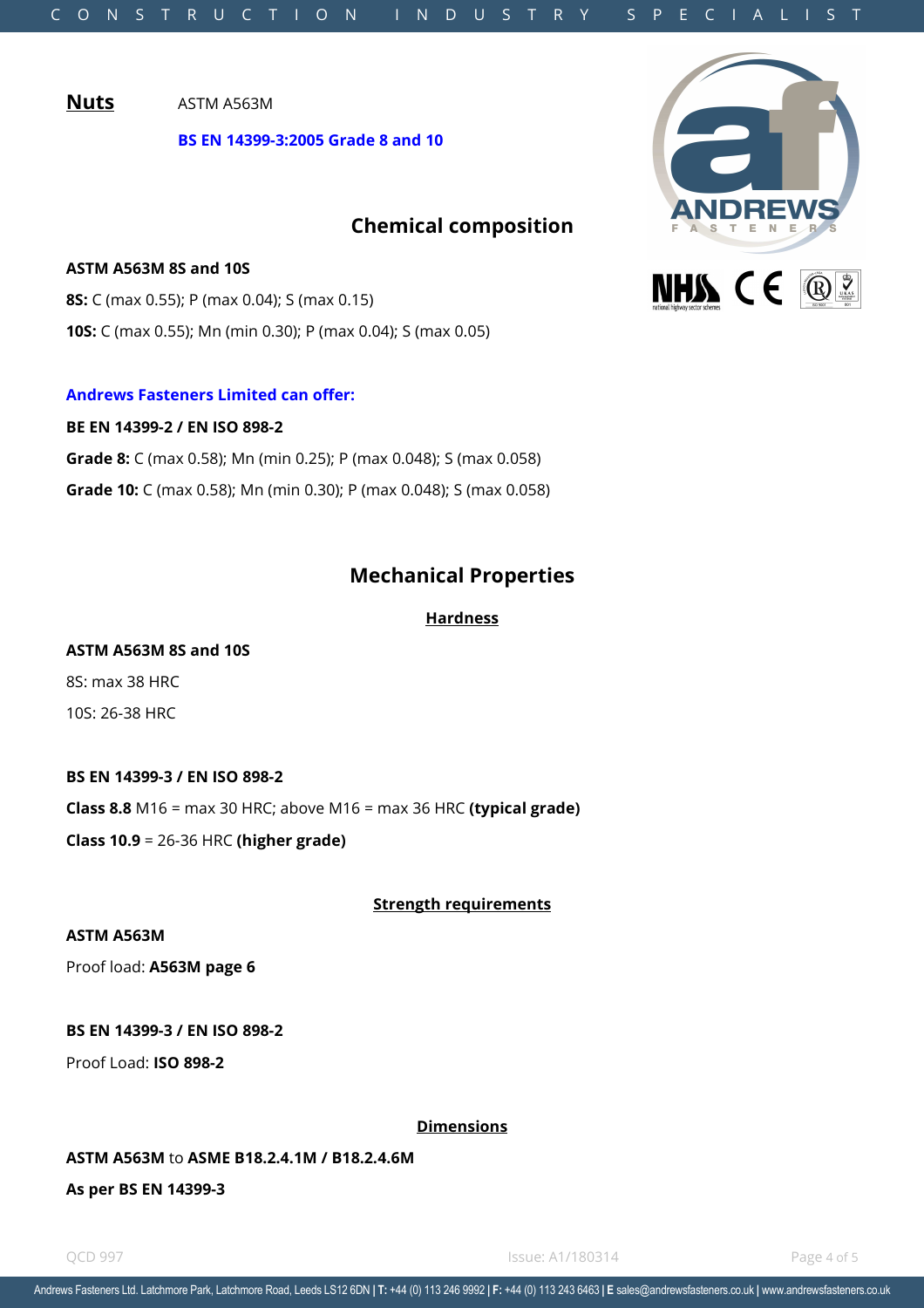**Nuts** ASTM A563M

**BS EN 14399-3:2005 Grade 8 and 10**

## Chemical composition

**ASTM A563M 8S and 10S**

**8S:** C (max 0.55); P (max 0.04); S (max 0.15)

**10S:** C (max 0.55); Mn (min 0.30); P (max 0.04); S (max 0.05)

**Andrews Fasteners Limited can offer:**

**BE EN 14399-2 / EN ISO 898-2**

**Grade 8:** C (max 0.58); Mn (min 0.25); P (max 0.048); S (max 0.058)

**Grade 10:** C (max 0.58); Mn (min 0.30); P (max 0.048); S (max 0.058)

## Mechanical Properties

### Hardness

**ASTM A563M 8S and 10S**

8S: max 38 HRC

10S: 26-38 HRC

**BS EN 14399-3 / EN ISO 898-2**

**Class 8.8** M16 = max 30 HRC; above M16 = max 36 HRC **(typical grade)**

**Class 10.9** = 26-36 HRC **(higher grade)**

### Strength requirements

**ASTM A563M**

Proof load: **A563M page 6**

**BS EN 14399-3 / EN ISO 898-2**

Proof Load: **ISO 898-2**

### Dimensions

**ASTM A563M** to **ASME B18.2.4.1M / B18.2.4.6M**

**As per BS EN 14399-3**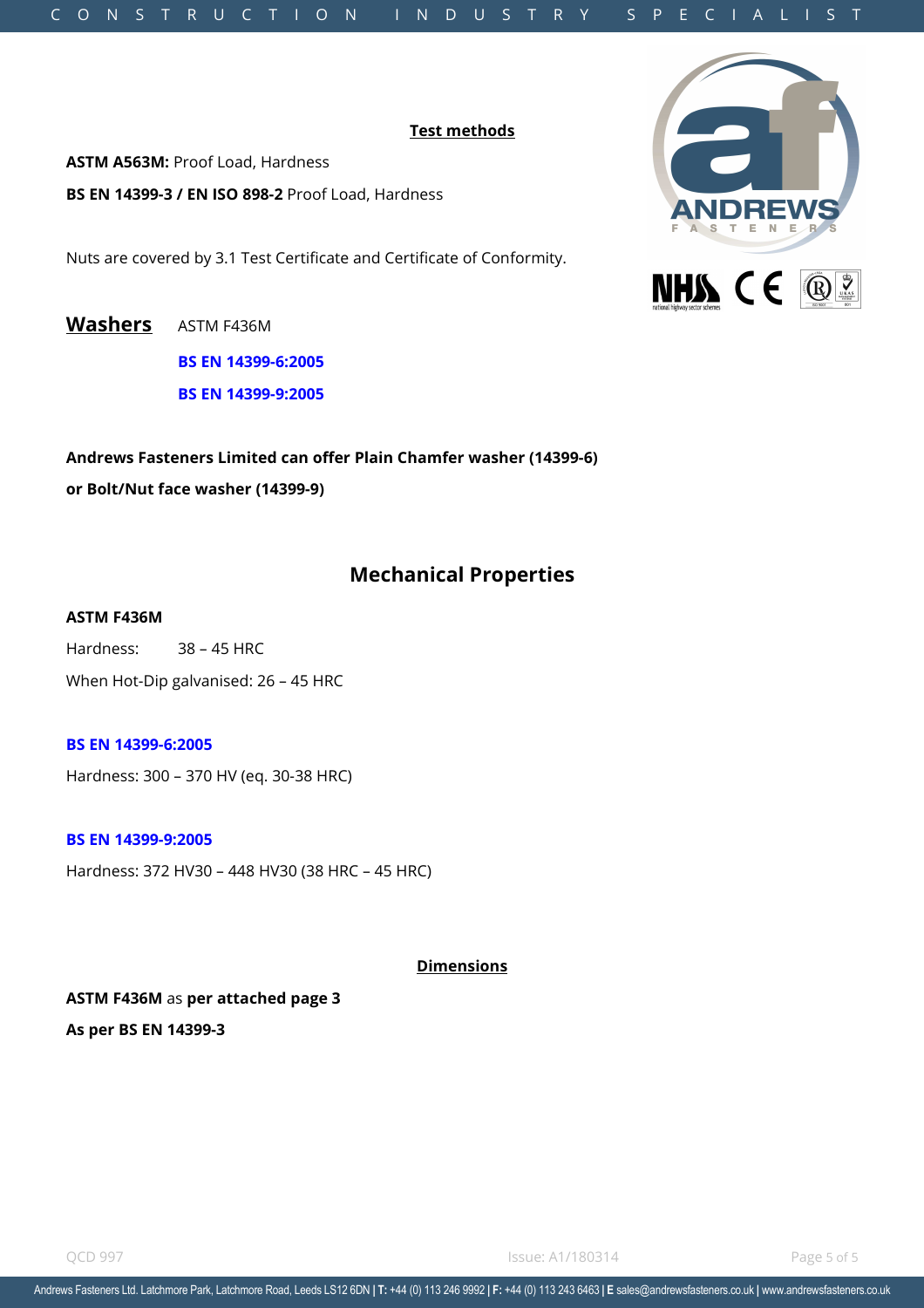**Test methods**

**ASTM A563M:** Proof Load, Hardness

**BS EN 14399-3 / EN ISO 898-2** Proof Load, Hardness

Nuts are covered by 3.1 Test Certificate and Certificate of Conformity.

## Washers

ASTM F436M

**BS EN 14399-6:2005**

**BS EN 14399-9:2005**

**Andrews Fasteners Limited can offer Plain Chamfer washer (14399-6) or Bolt/Nut face washer (14399-9)**

## Mechanical Properties

**ASTM F436M**

Hardness: 38 – 45 HRC

When Hot-Dip galvanised: 26 – 45 HRC

**BS EN 14399-6:2005**

Hardness: 300 – 370 HV (eq. 30-38 HRC)

**BS EN 14399-9:2005**

Hardness: 372 HV30 – 448 HV30 (38 HRC – 45 HRC)

**Dimensions**

**ASTM F436M** as **per attached page 3**

**As per BS EN 14399-3**

QCD 997 Issue: A1/180314